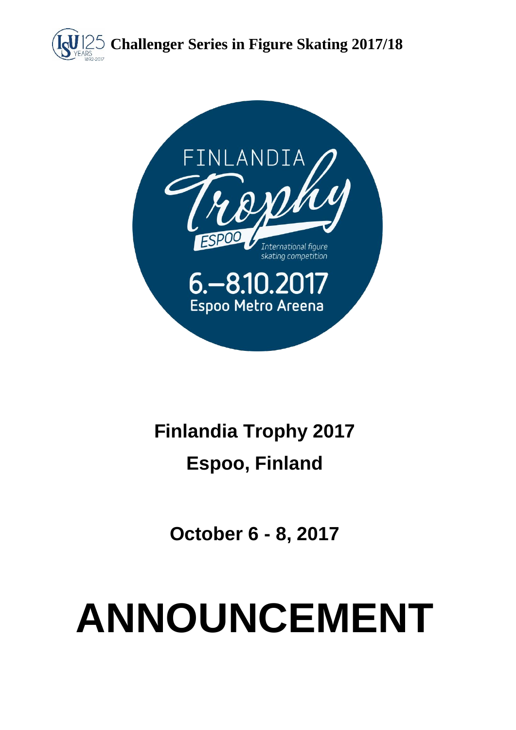ISU 125 YEARS 1892-2017 **Challenger Series in Figure Skating 2017/18**

FINLANDIA Trophy ESPOO International figure skating competition

6.–8.10.2017
Espoo Metro Areena

# Finlandia Trophy 2017
# Espoo, Finland

## October 6 - 8, 2017

# ANNOUNCEMENT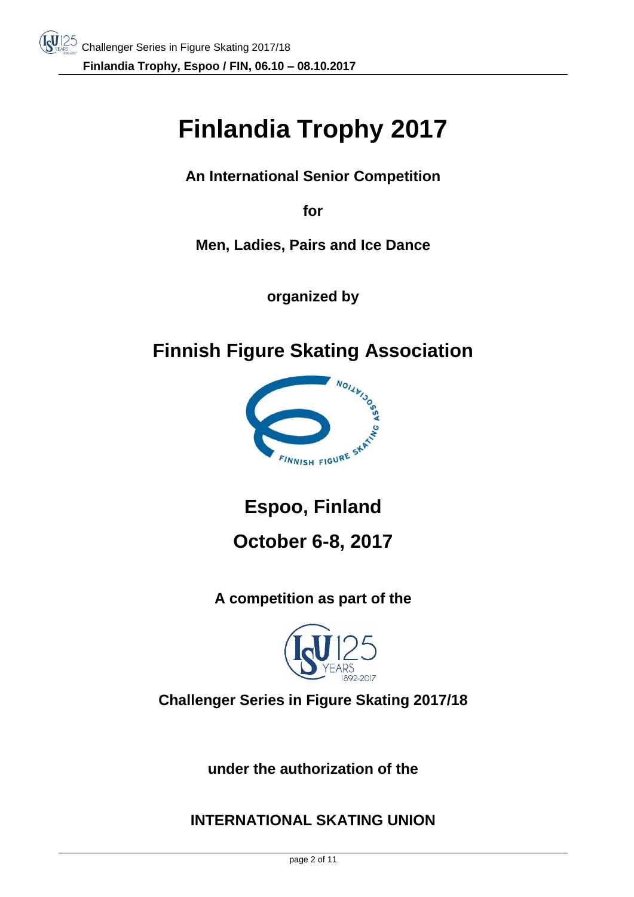# Finlandia Trophy 2017

**An International Senior Competition**

**for**

**Men, Ladies, Pairs and Ice Dance**

**organized by**

## Finnish Figure Skating Association

## Espoo, Finland

## October 6-8, 2017

**A competition as part of the**

**Challenger Series in Figure Skating 2017/18**

**under the authorization of the**

### INTERNATIONAL SKATING UNION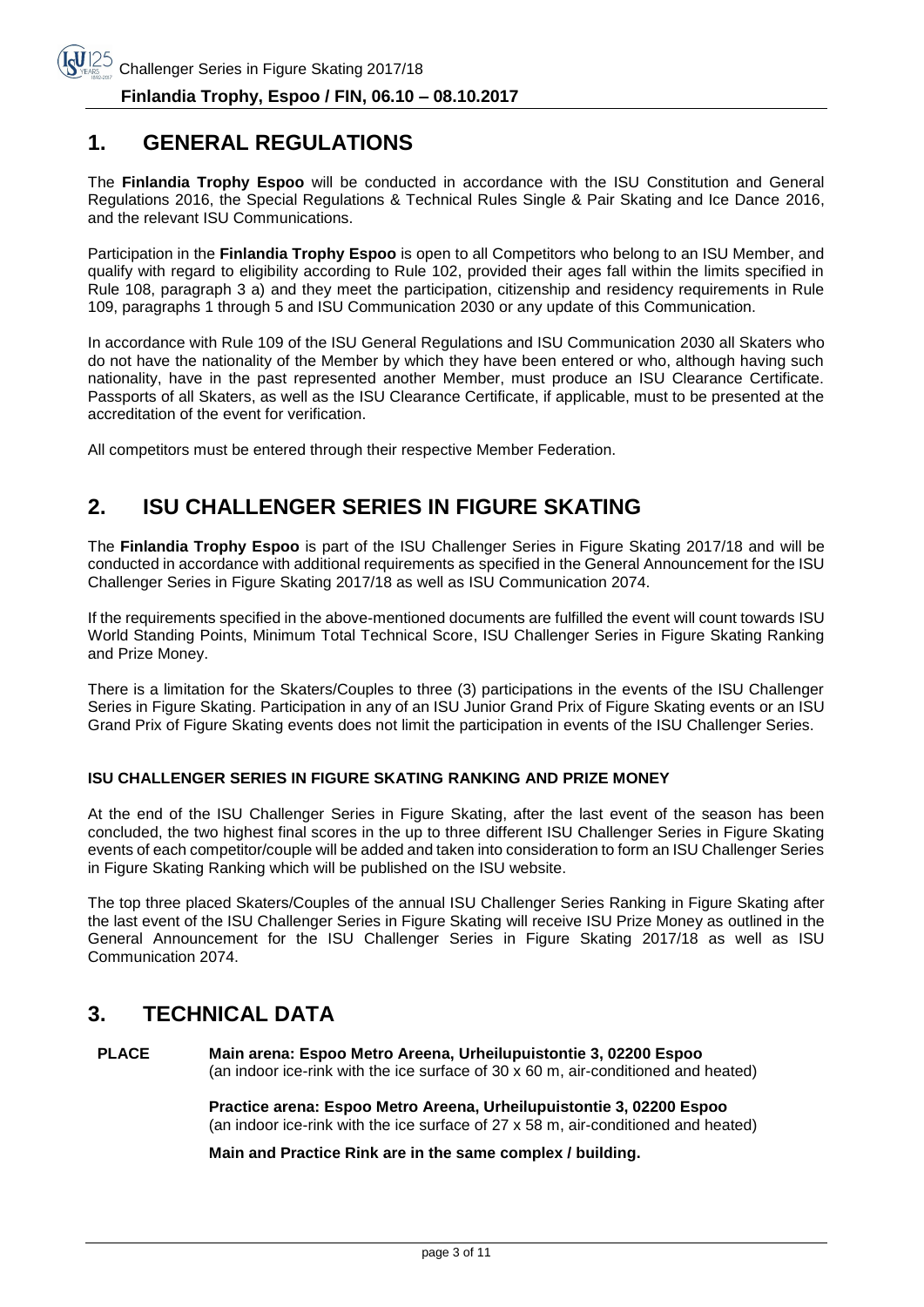## 1. GENERAL REGULATIONS

The **Finlandia Trophy Espoo** will be conducted in accordance with the ISU Constitution and General Regulations 2016, the Special Regulations & Technical Rules Single & Pair Skating and Ice Dance 2016, and the relevant ISU Communications.

Participation in the **Finlandia Trophy Espoo** is open to all Competitors who belong to an ISU Member, and qualify with regard to eligibility according to Rule 102, provided their ages fall within the limits specified in Rule 108, paragraph 3 a) and they meet the participation, citizenship and residency requirements in Rule 109, paragraphs 1 through 5 and ISU Communication 2030 or any update of this Communication.

In accordance with Rule 109 of the ISU General Regulations and ISU Communication 2030 all Skaters who do not have the nationality of the Member by which they have been entered or who, although having such nationality, have in the past represented another Member, must produce an ISU Clearance Certificate. Passports of all Skaters, as well as the ISU Clearance Certificate, if applicable, must to be presented at the accreditation of the event for verification.

All competitors must be entered through their respective Member Federation.

## 2. ISU CHALLENGER SERIES IN FIGURE SKATING

The **Finlandia Trophy Espoo** is part of the ISU Challenger Series in Figure Skating 2017/18 and will be conducted in accordance with additional requirements as specified in the General Announcement for the ISU Challenger Series in Figure Skating 2017/18 as well as ISU Communication 2074.

If the requirements specified in the above-mentioned documents are fulfilled the event will count towards ISU World Standing Points, Minimum Total Technical Score, ISU Challenger Series in Figure Skating Ranking and Prize Money.

There is a limitation for the Skaters/Couples to three (3) participations in the events of the ISU Challenger Series in Figure Skating. Participation in any of an ISU Junior Grand Prix of Figure Skating events or an ISU Grand Prix of Figure Skating events does not limit the participation in events of the ISU Challenger Series.

### ISU CHALLENGER SERIES IN FIGURE SKATING RANKING AND PRIZE MONEY

At the end of the ISU Challenger Series in Figure Skating, after the last event of the season has been concluded, the two highest final scores in the up to three different ISU Challenger Series in Figure Skating events of each competitor/couple will be added and taken into consideration to form an ISU Challenger Series in Figure Skating Ranking which will be published on the ISU website.

The top three placed Skaters/Couples of the annual ISU Challenger Series Ranking in Figure Skating after the last event of the ISU Challenger Series in Figure Skating will receive ISU Prize Money as outlined in the General Announcement for the ISU Challenger Series in Figure Skating 2017/18 as well as ISU Communication 2074.

## 3. TECHNICAL DATA

**PLACE**

**Main arena: Espoo Metro Areena, Urheilupuistontie 3, 02200 Espoo**
(an indoor ice-rink with the ice surface of 30 x 60 m, air-conditioned and heated)

**Practice arena: Espoo Metro Areena, Urheilupuistontie 3, 02200 Espoo**
(an indoor ice-rink with the ice surface of 27 x 58 m, air-conditioned and heated)

**Main and Practice Rink are in the same complex / building.**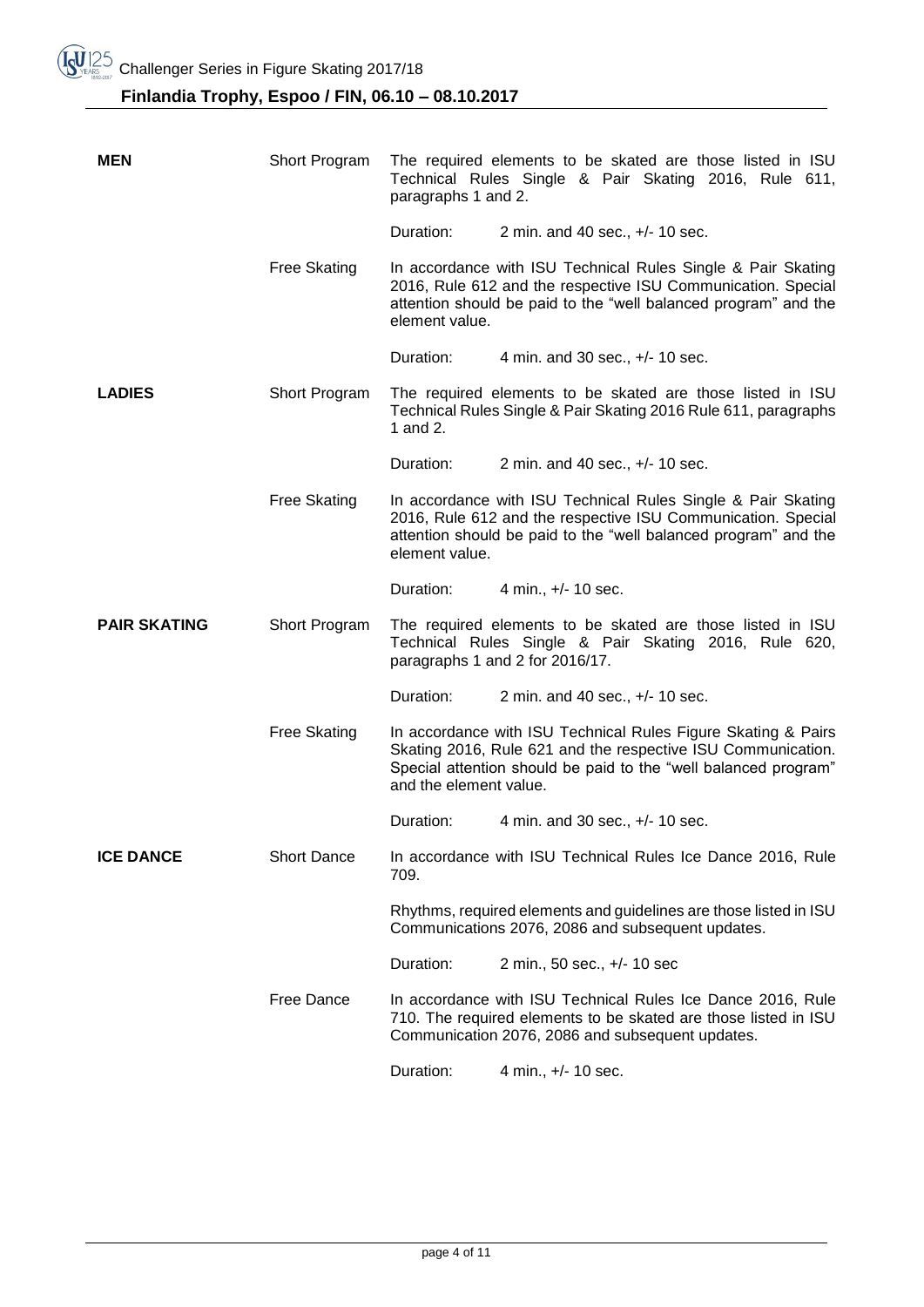| | | | |
|---|---|---|---|
| **MEN** | Short Program | The required elements to be skated are those listed in ISU Technical Rules Single & Pair Skating 2016, Rule 611, paragraphs 1 and 2. | |
| | | Duration: | 2 min. and 40 sec., +/- 10 sec. |
| | Free Skating | In accordance with ISU Technical Rules Single & Pair Skating 2016, Rule 612 and the respective ISU Communication. Special attention should be paid to the "well balanced program" and the element value. | |
| | | Duration: | 4 min. and 30 sec., +/- 10 sec. |
| **LADIES** | Short Program | The required elements to be skated are those listed in ISU Technical Rules Single & Pair Skating 2016 Rule 611, paragraphs 1 and 2. | |
| | | Duration: | 2 min. and 40 sec., +/- 10 sec. |
| | Free Skating | In accordance with ISU Technical Rules Single & Pair Skating 2016, Rule 612 and the respective ISU Communication. Special attention should be paid to the "well balanced program" and the element value. | |
| | | Duration: | 4 min., +/- 10 sec. |
| **PAIR SKATING** | Short Program | The required elements to be skated are those listed in ISU Technical Rules Single & Pair Skating 2016, Rule 620, paragraphs 1 and 2 for 2016/17. | |
| | | Duration: | 2 min. and 40 sec., +/- 10 sec. |
| | Free Skating | In accordance with ISU Technical Rules Figure Skating & Pairs Skating 2016, Rule 621 and the respective ISU Communication. Special attention should be paid to the "well balanced program" and the element value. | |
| | | Duration: | 4 min. and 30 sec., +/- 10 sec. |
| **ICE DANCE** | Short Dance | In accordance with ISU Technical Rules Ice Dance 2016, Rule 709. | |
| | | Rhythms, required elements and guidelines are those listed in ISU Communications 2076, 2086 and subsequent updates. | |
| | | Duration: | 2 min., 50 sec., +/- 10 sec |
| | Free Dance | In accordance with ISU Technical Rules Ice Dance 2016, Rule 710. The required elements to be skated are those listed in ISU Communication 2076, 2086 and subsequent updates. | |
| | | Duration: | 4 min., +/- 10 sec. |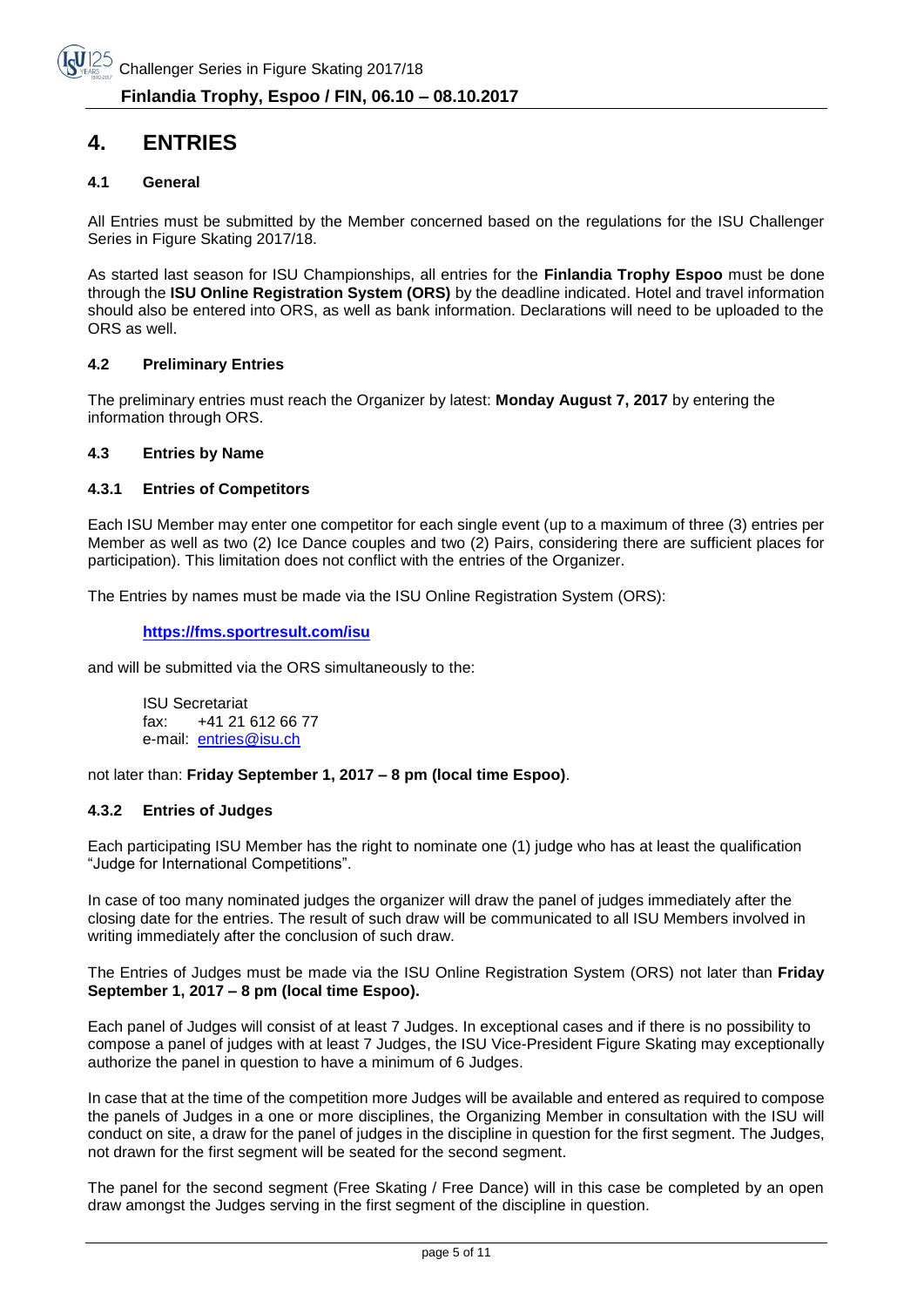# 4. ENTRIES

### 4.1 General

All Entries must be submitted by the Member concerned based on the regulations for the ISU Challenger Series in Figure Skating 2017/18.

As started last season for ISU Championships, all entries for the **Finlandia Trophy Espoo** must be done through the **ISU Online Registration System (ORS)** by the deadline indicated. Hotel and travel information should also be entered into ORS, as well as bank information. Declarations will need to be uploaded to the ORS as well.

### 4.2 Preliminary Entries

The preliminary entries must reach the Organizer by latest: **Monday August 7, 2017** by entering the information through ORS.

### 4.3 Entries by Name

#### 4.3.1 Entries of Competitors

Each ISU Member may enter one competitor for each single event (up to a maximum of three (3) entries per Member as well as two (2) Ice Dance couples and two (2) Pairs, considering there are sufficient places for participation). This limitation does not conflict with the entries of the Organizer.

The Entries by names must be made via the ISU Online Registration System (ORS):

**https://fms.sportresult.com/isu**

and will be submitted via the ORS simultaneously to the:

ISU Secretariat
fax: +41 21 612 66 77
e-mail: entries@isu.ch

not later than: **Friday September 1, 2017 – 8 pm (local time Espoo)**.

#### 4.3.2 Entries of Judges

Each participating ISU Member has the right to nominate one (1) judge who has at least the qualification "Judge for International Competitions".

In case of too many nominated judges the organizer will draw the panel of judges immediately after the closing date for the entries. The result of such draw will be communicated to all ISU Members involved in writing immediately after the conclusion of such draw.

The Entries of Judges must be made via the ISU Online Registration System (ORS) not later than **Friday September 1, 2017 – 8 pm (local time Espoo).**

Each panel of Judges will consist of at least 7 Judges. In exceptional cases and if there is no possibility to compose a panel of judges with at least 7 Judges, the ISU Vice-President Figure Skating may exceptionally authorize the panel in question to have a minimum of 6 Judges.

In case that at the time of the competition more Judges will be available and entered as required to compose the panels of Judges in a one or more disciplines, the Organizing Member in consultation with the ISU will conduct on site, a draw for the panel of judges in the discipline in question for the first segment. The Judges, not drawn for the first segment will be seated for the second segment.

The panel for the second segment (Free Skating / Free Dance) will in this case be completed by an open draw amongst the Judges serving in the first segment of the discipline in question.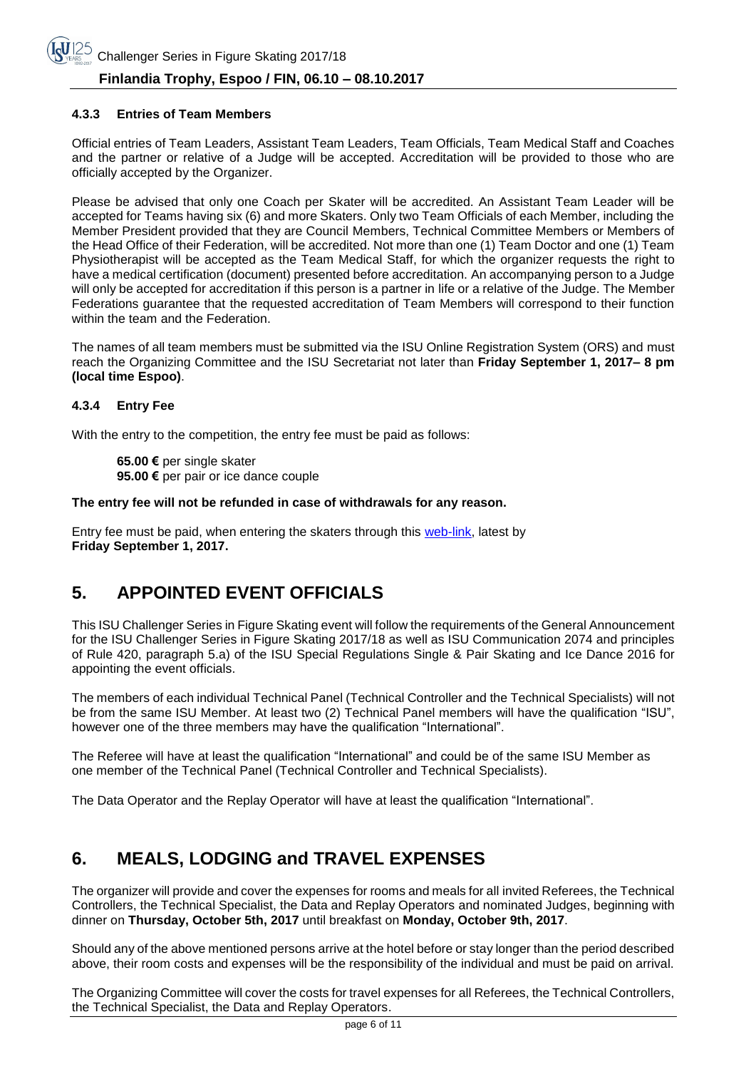#### 4.3.3 Entries of Team Members

Official entries of Team Leaders, Assistant Team Leaders, Team Officials, Team Medical Staff and Coaches and the partner or relative of a Judge will be accepted. Accreditation will be provided to those who are officially accepted by the Organizer.

Please be advised that only one Coach per Skater will be accredited. An Assistant Team Leader will be accepted for Teams having six (6) and more Skaters. Only two Team Officials of each Member, including the Member President provided that they are Council Members, Technical Committee Members or Members of the Head Office of their Federation, will be accredited. Not more than one (1) Team Doctor and one (1) Team Physiotherapist will be accepted as the Team Medical Staff, for which the organizer requests the right to have a medical certification (document) presented before accreditation. An accompanying person to a Judge will only be accepted for accreditation if this person is a partner in life or a relative of the Judge. The Member Federations guarantee that the requested accreditation of Team Members will correspond to their function within the team and the Federation.

The names of all team members must be submitted via the ISU Online Registration System (ORS) and must reach the Organizing Committee and the ISU Secretariat not later than **Friday September 1, 2017– 8 pm (local time Espoo)**.

#### 4.3.4 Entry Fee

With the entry to the competition, the entry fee must be paid as follows:

**65.00 €** per single skater
**95.00 €** per pair or ice dance couple

**The entry fee will not be refunded in case of withdrawals for any reason.**

Entry fee must be paid, when entering the skaters through this web-link, latest by **Friday September 1, 2017.**

## 5. APPOINTED EVENT OFFICIALS

This ISU Challenger Series in Figure Skating event will follow the requirements of the General Announcement for the ISU Challenger Series in Figure Skating 2017/18 as well as ISU Communication 2074 and principles of Rule 420, paragraph 5.a) of the ISU Special Regulations Single & Pair Skating and Ice Dance 2016 for appointing the event officials.

The members of each individual Technical Panel (Technical Controller and the Technical Specialists) will not be from the same ISU Member. At least two (2) Technical Panel members will have the qualification "ISU", however one of the three members may have the qualification "International".

The Referee will have at least the qualification "International" and could be of the same ISU Member as one member of the Technical Panel (Technical Controller and Technical Specialists).

The Data Operator and the Replay Operator will have at least the qualification "International".

## 6. MEALS, LODGING and TRAVEL EXPENSES

The organizer will provide and cover the expenses for rooms and meals for all invited Referees, the Technical Controllers, the Technical Specialist, the Data and Replay Operators and nominated Judges, beginning with dinner on **Thursday, October 5th, 2017** until breakfast on **Monday, October 9th, 2017**.

Should any of the above mentioned persons arrive at the hotel before or stay longer than the period described above, their room costs and expenses will be the responsibility of the individual and must be paid on arrival.

The Organizing Committee will cover the costs for travel expenses for all Referees, the Technical Controllers, the Technical Specialist, the Data and Replay Operators.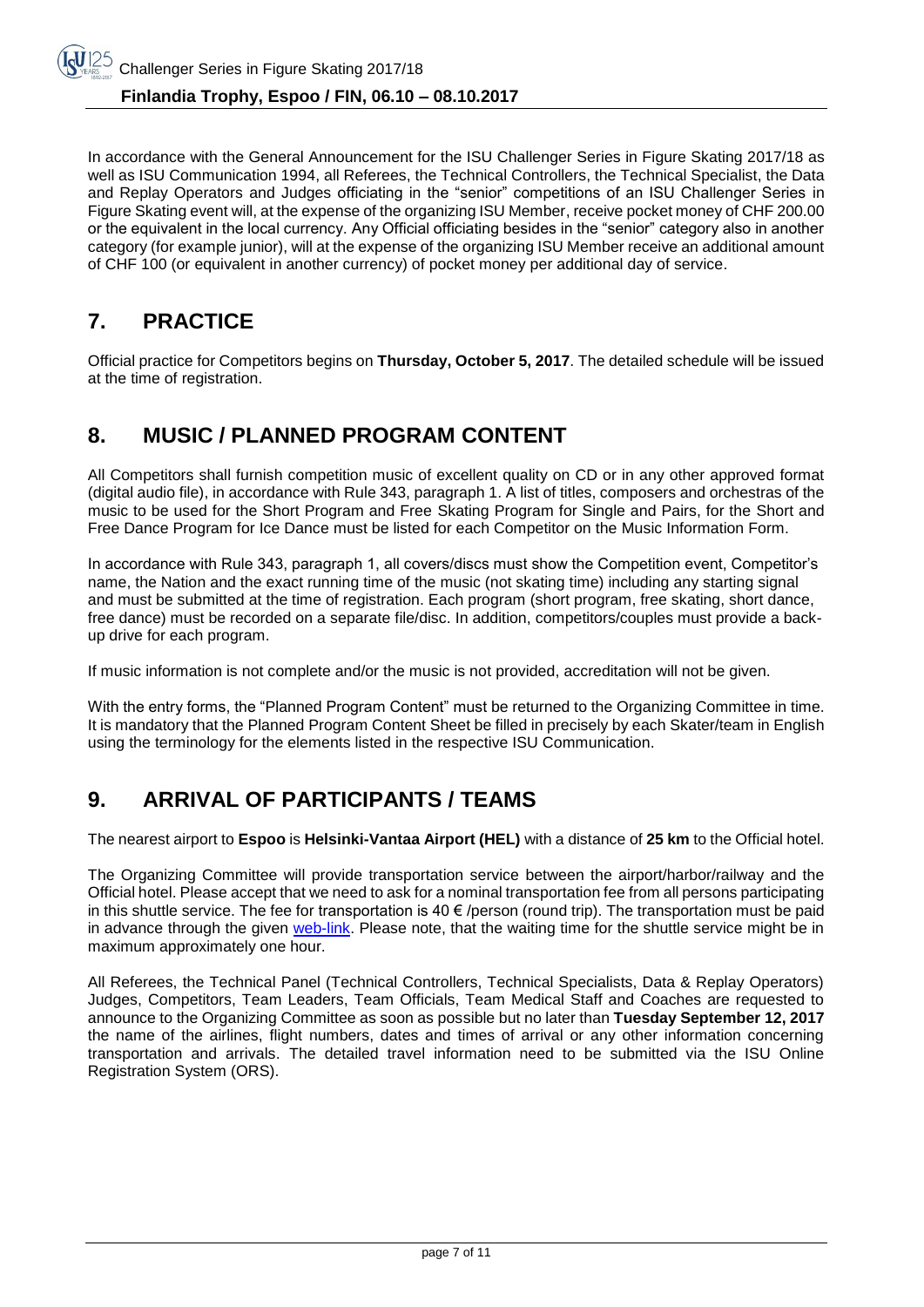In accordance with the General Announcement for the ISU Challenger Series in Figure Skating 2017/18 as well as ISU Communication 1994, all Referees, the Technical Controllers, the Technical Specialist, the Data and Replay Operators and Judges officiating in the "senior" competitions of an ISU Challenger Series in Figure Skating event will, at the expense of the organizing ISU Member, receive pocket money of CHF 200.00 or the equivalent in the local currency. Any Official officiating besides in the "senior" category also in another category (for example junior), will at the expense of the organizing ISU Member receive an additional amount of CHF 100 (or equivalent in another currency) of pocket money per additional day of service.

## 7. PRACTICE

Official practice for Competitors begins on **Thursday, October 5, 2017**. The detailed schedule will be issued at the time of registration.

## 8. MUSIC / PLANNED PROGRAM CONTENT

All Competitors shall furnish competition music of excellent quality on CD or in any other approved format (digital audio file), in accordance with Rule 343, paragraph 1. A list of titles, composers and orchestras of the music to be used for the Short Program and Free Skating Program for Single and Pairs, for the Short and Free Dance Program for Ice Dance must be listed for each Competitor on the Music Information Form.

In accordance with Rule 343, paragraph 1, all covers/discs must show the Competition event, Competitor's name, the Nation and the exact running time of the music (not skating time) including any starting signal and must be submitted at the time of registration. Each program (short program, free skating, short dance, free dance) must be recorded on a separate file/disc. In addition, competitors/couples must provide a back-up drive for each program.

If music information is not complete and/or the music is not provided, accreditation will not be given.

With the entry forms, the "Planned Program Content" must be returned to the Organizing Committee in time. It is mandatory that the Planned Program Content Sheet be filled in precisely by each Skater/team in English using the terminology for the elements listed in the respective ISU Communication.

## 9. ARRIVAL OF PARTICIPANTS / TEAMS

The nearest airport to **Espoo** is **Helsinki-Vantaa Airport (HEL)** with a distance of **25 km** to the Official hotel.

The Organizing Committee will provide transportation service between the airport/harbor/railway and the Official hotel. Please accept that we need to ask for a nominal transportation fee from all persons participating in this shuttle service. The fee for transportation is 40 € /person (round trip). The transportation must be paid in advance through the given web-link. Please note, that the waiting time for the shuttle service might be in maximum approximately one hour.

All Referees, the Technical Panel (Technical Controllers, Technical Specialists, Data & Replay Operators) Judges, Competitors, Team Leaders, Team Officials, Team Medical Staff and Coaches are requested to announce to the Organizing Committee as soon as possible but no later than **Tuesday September 12, 2017** the name of the airlines, flight numbers, dates and times of arrival or any other information concerning transportation and arrivals. The detailed travel information need to be submitted via the ISU Online Registration System (ORS).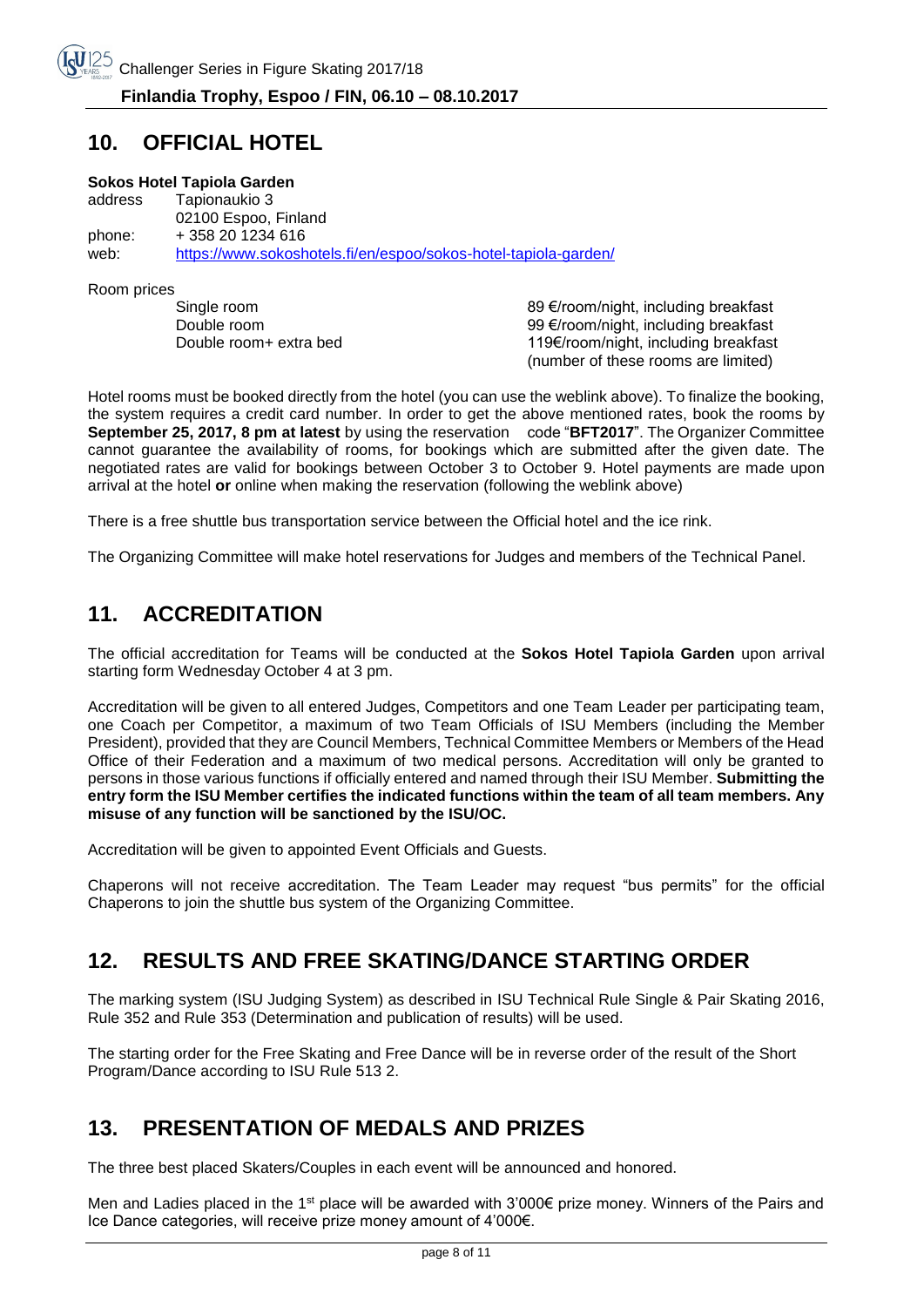## 10. OFFICIAL HOTEL

**Sokos Hotel Tapiola Garden**

address Tapionaukio 3
02100 Espoo, Finland
phone: + 358 20 1234 616
web: https://www.sokoshotels.fi/en/espoo/sokos-hotel-tapiola-garden/

Room prices

| | |
|---|---|
| Single room | 89 €/room/night, including breakfast |
| Double room | 99 €/room/night, including breakfast |
| Double room+ extra bed | 119€/room/night, including breakfast (number of these rooms are limited) |

Hotel rooms must be booked directly from the hotel (you can use the weblink above). To finalize the booking, the system requires a credit card number. In order to get the above mentioned rates, book the rooms by **September 25, 2017, 8 pm at latest** by using the reservation code "**BFT2017**". The Organizer Committee cannot guarantee the availability of rooms, for bookings which are submitted after the given date. The negotiated rates are valid for bookings between October 3 to October 9. Hotel payments are made upon arrival at the hotel **or** online when making the reservation (following the weblink above)

There is a free shuttle bus transportation service between the Official hotel and the ice rink.

The Organizing Committee will make hotel reservations for Judges and members of the Technical Panel.

## 11. ACCREDITATION

The official accreditation for Teams will be conducted at the **Sokos Hotel Tapiola Garden** upon arrival starting form Wednesday October 4 at 3 pm.

Accreditation will be given to all entered Judges, Competitors and one Team Leader per participating team, one Coach per Competitor, a maximum of two Team Officials of ISU Members (including the Member President), provided that they are Council Members, Technical Committee Members or Members of the Head Office of their Federation and a maximum of two medical persons. Accreditation will only be granted to persons in those various functions if officially entered and named through their ISU Member. **Submitting the entry form the ISU Member certifies the indicated functions within the team of all team members. Any misuse of any function will be sanctioned by the ISU/OC.**

Accreditation will be given to appointed Event Officials and Guests.

Chaperons will not receive accreditation. The Team Leader may request "bus permits" for the official Chaperons to join the shuttle bus system of the Organizing Committee.

## 12. RESULTS AND FREE SKATING/DANCE STARTING ORDER

The marking system (ISU Judging System) as described in ISU Technical Rule Single & Pair Skating 2016, Rule 352 and Rule 353 (Determination and publication of results) will be used.

The starting order for the Free Skating and Free Dance will be in reverse order of the result of the Short Program/Dance according to ISU Rule 513 2.

## 13. PRESENTATION OF MEDALS AND PRIZES

The three best placed Skaters/Couples in each event will be announced and honored.

Men and Ladies placed in the 1st place will be awarded with 3'000€ prize money. Winners of the Pairs and Ice Dance categories, will receive prize money amount of 4'000€.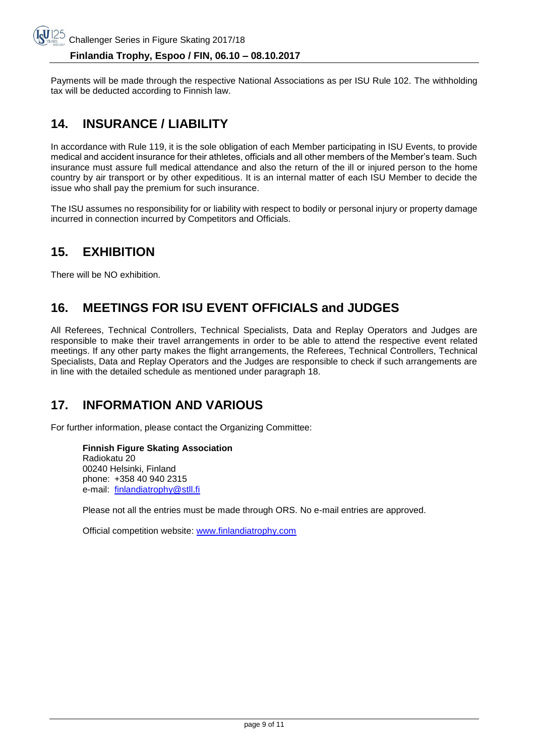Payments will be made through the respective National Associations as per ISU Rule 102. The withholding tax will be deducted according to Finnish law.

## 14. INSURANCE / LIABILITY

In accordance with Rule 119, it is the sole obligation of each Member participating in ISU Events, to provide medical and accident insurance for their athletes, officials and all other members of the Member's team. Such insurance must assure full medical attendance and also the return of the ill or injured person to the home country by air transport or by other expeditious. It is an internal matter of each ISU Member to decide the issue who shall pay the premium for such insurance.

The ISU assumes no responsibility for or liability with respect to bodily or personal injury or property damage incurred in connection incurred by Competitors and Officials.

## 15. EXHIBITION

There will be NO exhibition.

## 16. MEETINGS FOR ISU EVENT OFFICIALS and JUDGES

All Referees, Technical Controllers, Technical Specialists, Data and Replay Operators and Judges are responsible to make their travel arrangements in order to be able to attend the respective event related meetings. If any other party makes the flight arrangements, the Referees, Technical Controllers, Technical Specialists, Data and Replay Operators and the Judges are responsible to check if such arrangements are in line with the detailed schedule as mentioned under paragraph 18.

## 17. INFORMATION AND VARIOUS

For further information, please contact the Organizing Committee:

**Finnish Figure Skating Association**
Radiokatu 20
00240 Helsinki, Finland
phone: +358 40 940 2315
e-mail: [finlandiatrophy@stll.fi](mailto:finlandiatrophy@stll.fi)

Please not all the entries must be made through ORS. No e-mail entries are approved.

Official competition website: [www.finlandiatrophy.com](http://www.finlandiatrophy.com)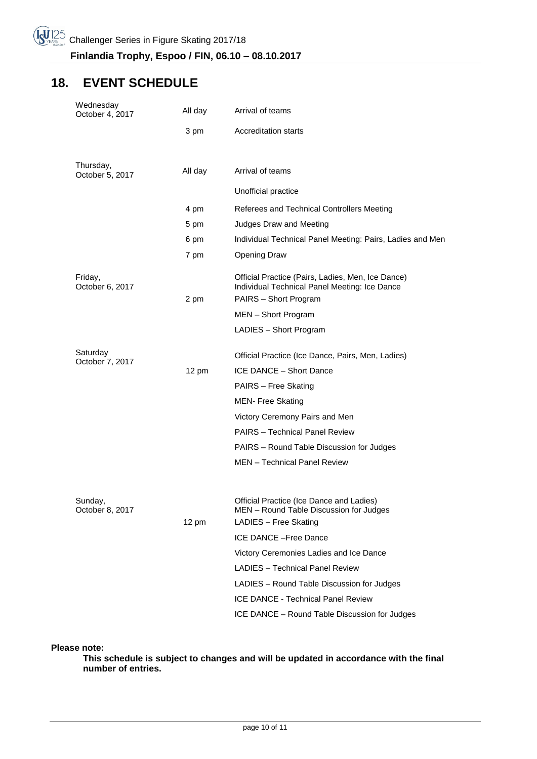## 18. EVENT SCHEDULE

| | | |
|---|---|---|
| Wednesday October 4, 2017 | All day | Arrival of teams |
| | 3 pm | Accreditation starts |
| Thursday, October 5, 2017 | All day | Arrival of teams |
| | | Unofficial practice |
| | 4 pm | Referees and Technical Controllers Meeting |
| | 5 pm | Judges Draw and Meeting |
| | 6 pm | Individual Technical Panel Meeting: Pairs, Ladies and Men |
| | 7 pm | Opening Draw |
| Friday, October 6, 2017 | | Official Practice (Pairs, Ladies, Men, Ice Dance) Individual Technical Panel Meeting: Ice Dance |
| | 2 pm | PAIRS – Short Program |
| | | MEN – Short Program |
| | | LADIES – Short Program |
| Saturday October 7, 2017 | | Official Practice (Ice Dance, Pairs, Men, Ladies) |
| | 12 pm | ICE DANCE – Short Dance |
| | | PAIRS – Free Skating |
| | | MEN- Free Skating |
| | | Victory Ceremony Pairs and Men |
| | | PAIRS – Technical Panel Review |
| | | PAIRS – Round Table Discussion for Judges |
| | | MEN – Technical Panel Review |
| Sunday, October 8, 2017 | | Official Practice (Ice Dance and Ladies) MEN – Round Table Discussion for Judges |
| | 12 pm | LADIES – Free Skating |
| | | ICE DANCE –Free Dance |
| | | Victory Ceremonies Ladies and Ice Dance |
| | | LADIES – Technical Panel Review |
| | | LADIES – Round Table Discussion for Judges |
| | | ICE DANCE - Technical Panel Review |
| | | ICE DANCE – Round Table Discussion for Judges |

**Please note:**

**This schedule is subject to changes and will be updated in accordance with the final number of entries.**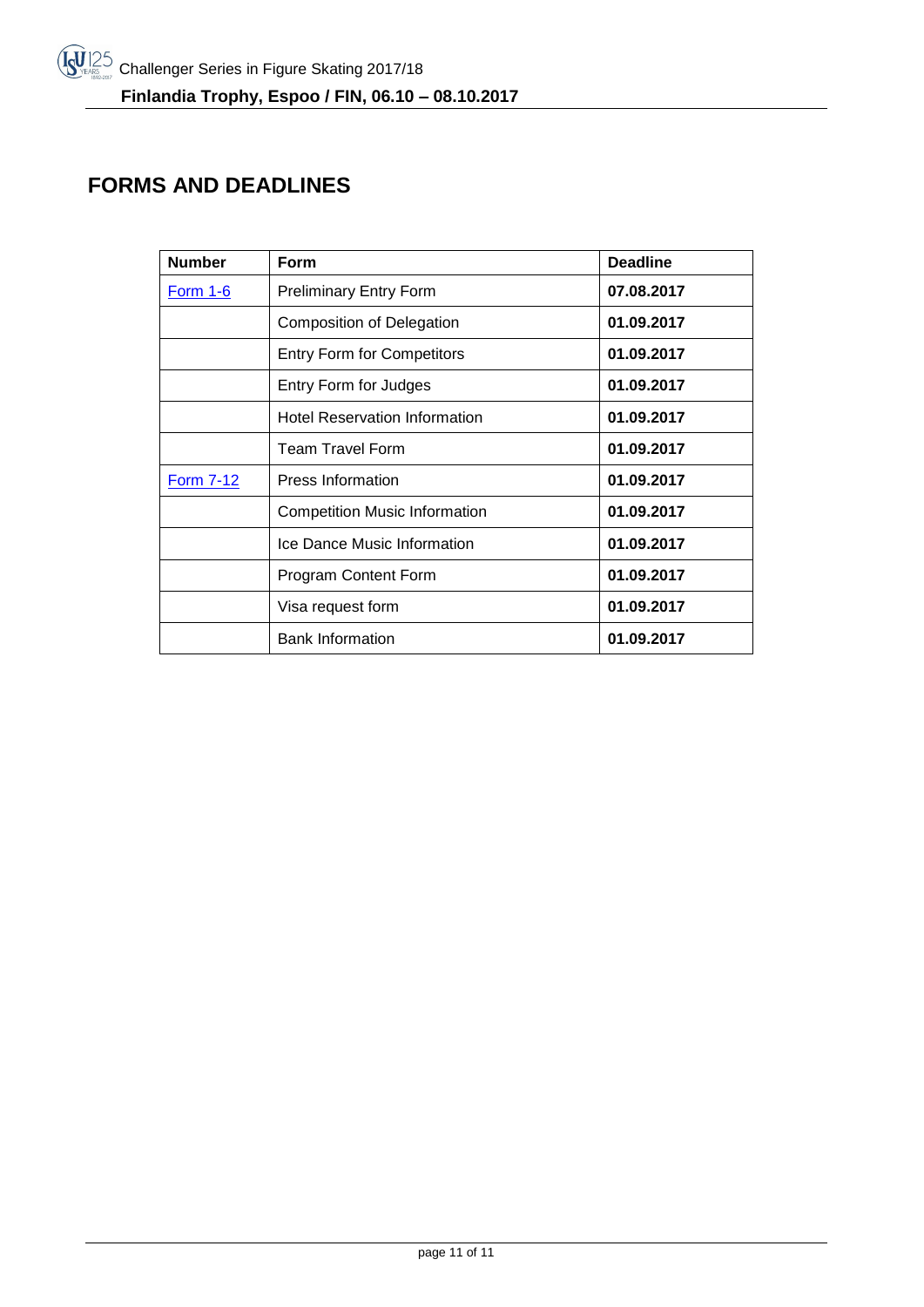## FORMS AND DEADLINES

| Number | Form | Deadline |
| --- | --- | --- |
| Form 1-6 | Preliminary Entry Form | **07.08.2017** |
| | Composition of Delegation | **01.09.2017** |
| | Entry Form for Competitors | **01.09.2017** |
| | Entry Form for Judges | **01.09.2017** |
| | Hotel Reservation Information | **01.09.2017** |
| | Team Travel Form | **01.09.2017** |
| Form 7-12 | Press Information | **01.09.2017** |
| | Competition Music Information | **01.09.2017** |
| | Ice Dance Music Information | **01.09.2017** |
| | Program Content Form | **01.09.2017** |
| | Visa request form | **01.09.2017** |
| | Bank Information | **01.09.2017** |